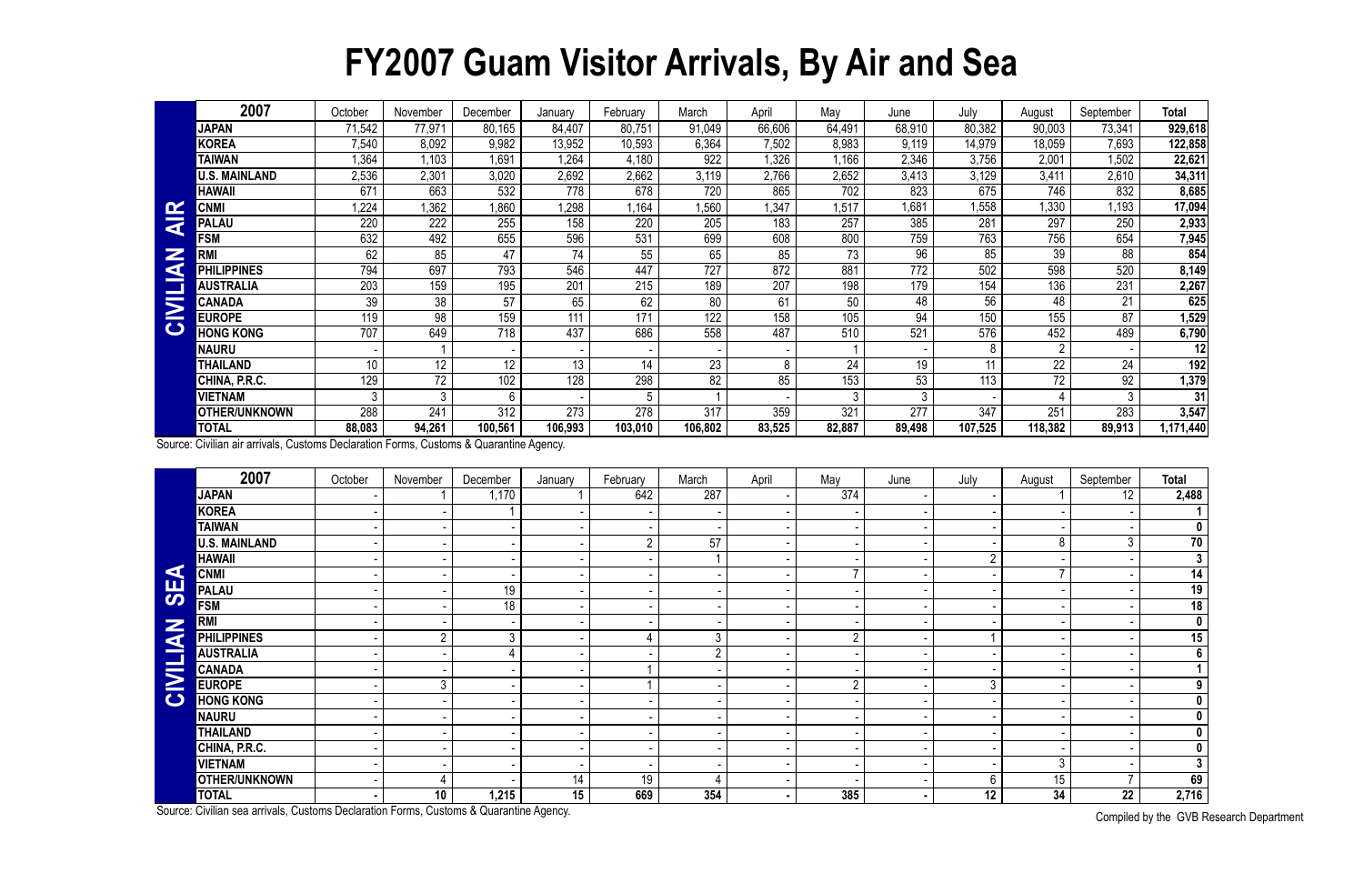# FY2007 Guam Visitor Arrivals, By Air and Sea

**CIVILIAN AIR**

| 2007 | October | November | December | January | February | March | April | May | June | July | August | September | Total |
|---|---|---|---|---|---|---|---|---|---|---|---|---|---|
| JAPAN | 71,542 | 77,971 | 80,165 | 84,407 | 80,751 | 91,049 | 66,606 | 64,491 | 68,910 | 80,382 | 90,003 | 73,341 | 929,618 |
| KOREA | 7,540 | 8,092 | 9,982 | 13,952 | 10,593 | 6,364 | 7,502 | 8,983 | 9,119 | 14,979 | 18,059 | 7,693 | 122,858 |
| TAIWAN | 1,364 | 1,103 | 1,691 | 1,264 | 4,180 | 922 | 1,326 | 1,166 | 2,346 | 3,756 | 2,001 | 1,502 | 22,621 |
| U.S. MAINLAND | 2,536 | 2,301 | 3,020 | 2,692 | 2,662 | 3,119 | 2,766 | 2,652 | 3,413 | 3,129 | 3,411 | 2,610 | 34,311 |
| HAWAII | 671 | 663 | 532 | 778 | 678 | 720 | 865 | 702 | 823 | 675 | 746 | 832 | 8,685 |
| CNMI | 1,224 | 1,362 | 1,860 | 1,298 | 1,164 | 1,560 | 1,347 | 1,517 | 1,681 | 1,558 | 1,330 | 1,193 | 17,094 |
| PALAU | 220 | 222 | 255 | 158 | 220 | 205 | 183 | 257 | 385 | 281 | 297 | 250 | 2,933 |
| FSM | 632 | 492 | 655 | 596 | 531 | 699 | 608 | 800 | 759 | 763 | 756 | 654 | 7,945 |
| RMI | 62 | 85 | 47 | 74 | 55 | 65 | 85 | 73 | 96 | 85 | 39 | 88 | 854 |
| PHILIPPINES | 794 | 697 | 793 | 546 | 447 | 727 | 872 | 881 | 772 | 502 | 598 | 520 | 8,149 |
| AUSTRALIA | 203 | 159 | 195 | 201 | 215 | 189 | 207 | 198 | 179 | 154 | 136 | 231 | 2,267 |
| CANADA | 39 | 38 | 57 | 65 | 62 | 80 | 61 | 50 | 48 | 56 | 48 | 21 | 625 |
| EUROPE | 119 | 98 | 159 | 111 | 171 | 122 | 158 | 105 | 94 | 150 | 155 | 87 | 1,529 |
| HONG KONG | 707 | 649 | 718 | 437 | 686 | 558 | 487 | 510 | 521 | 576 | 452 | 489 | 6,790 |
| NAURU | - | 1 | - | - | - | - | - | 1 | - | 8 | 2 | - | 12 |
| THAILAND | 10 | 12 | 12 | 13 | 14 | 23 | 8 | 24 | 19 | 11 | 22 | 24 | 192 |
| CHINA, P.R.C. | 129 | 72 | 102 | 128 | 298 | 82 | 85 | 153 | 53 | 113 | 72 | 92 | 1,379 |
| VIETNAM | 3 | 3 | 6 | - | 5 | 1 | - | 3 | 3 | - | 4 | 3 | 31 |
| OTHER/UNKNOWN | 288 | 241 | 312 | 273 | 278 | 317 | 359 | 321 | 277 | 347 | 251 | 283 | 3,547 |
| TOTAL | 88,083 | 94,261 | 100,561 | 106,993 | 103,010 | 106,802 | 83,525 | 82,887 | 89,498 | 107,525 | 118,382 | 89,913 | 1,171,440 |

Source: Civilian air arrivals, Customs Declaration Forms, Customs & Quarantine Agency.

**CIVILIAN SEA**

| 2007 | October | November | December | January | February | March | April | May | June | July | August | September | Total |
|---|---|---|---|---|---|---|---|---|---|---|---|---|---|
| JAPAN | - | 1 | 1,170 | 1 | 642 | 287 | - | 374 | - | - | 1 | 12 | 2,488 |
| KOREA | - | - | 1 | - | - | - | - | - | - | - | - | - | 1 |
| TAIWAN | - | - | - | - | - | - | - | - | - | - | - | - | 0 |
| U.S. MAINLAND | - | - | - | - | 2 | 57 | - | - | - | - | 8 | 3 | 70 |
| HAWAII | - | - | - | - | - | 1 | - | - | - | 2 | - | - | 3 |
| CNMI | - | - | - | - | - | - | - | 7 | - | - | 7 | - | 14 |
| PALAU | - | - | 19 | - | - | - | - | - | - | - | - | - | 19 |
| FSM | - | - | 18 | - | - | - | - | - | - | - | - | - | 18 |
| RMI | - | - | - | - | - | - | - | - | - | - | - | - | 0 |
| PHILIPPINES | - | 2 | 3 | - | 4 | 3 | - | 2 | - | 1 | - | - | 15 |
| AUSTRALIA | - | - | 4 | - | - | 2 | - | - | - | - | - | - | 6 |
| CANADA | - | - | - | - | 1 | - | - | - | - | - | - | - | 1 |
| EUROPE | - | 3 | - | - | 1 | - | - | 2 | - | 3 | - | - | 9 |
| HONG KONG | - | - | - | - | - | - | - | - | - | - | - | - | 0 |
| NAURU | - | - | - | - | - | - | - | - | - | - | - | - | 0 |
| THAILAND | - | - | - | - | - | - | - | - | - | - | - | - | 0 |
| CHINA, P.R.C. | - | - | - | - | - | - | - | - | - | - | - | - | 0 |
| VIETNAM | - | - | - | - | - | - | - | - | - | - | 3 | - | 3 |
| OTHER/UNKNOWN | - | 4 | - | 14 | 19 | 4 | - | - | - | 6 | 15 | 7 | 69 |
| TOTAL | - | 10 | 1,215 | 15 | 669 | 354 | - | 385 | - | 12 | 34 | 22 | 2,716 |

Source: Civilian sea arrivals, Customs Declaration Forms, Customs & Quarantine Agency.

Compiled by the GVB Research Department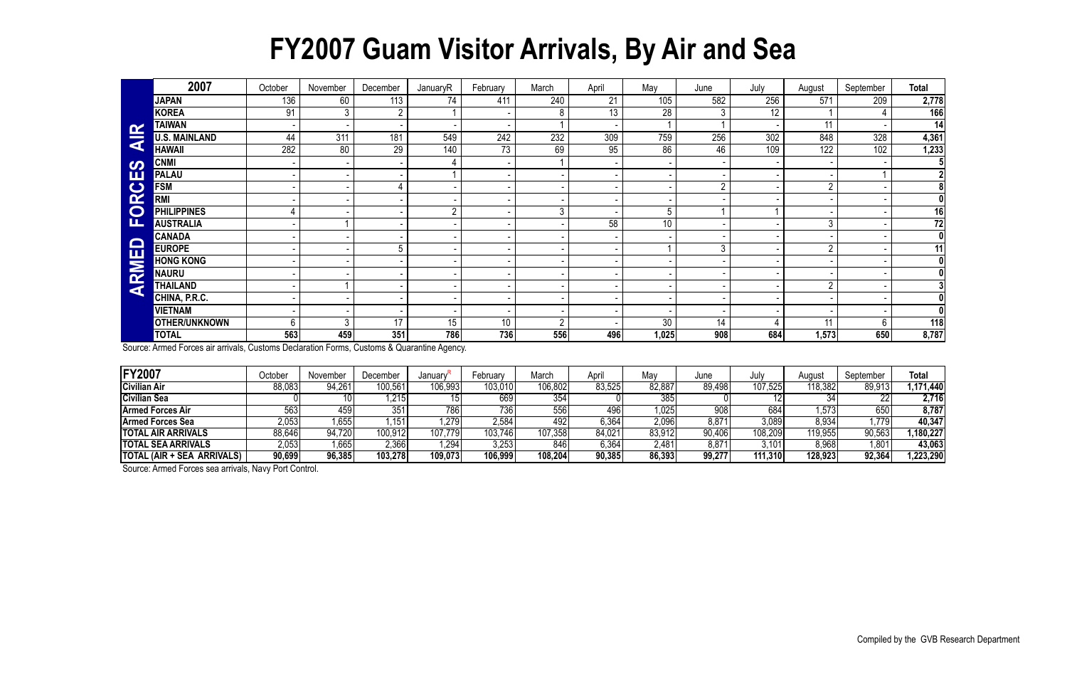# FY2007 Guam Visitor Arrivals, By Air and Sea

| | 2007 | October | November | December | JanuaryR | February | March | April | May | June | July | August | September | Total |
|---|---|---|---|---|---|---|---|---|---|---|---|---|---|---|
| ARMED FORCES AIR | JAPAN | 136 | 60 | 113 | 74 | 411 | 240 | 21 | 105 | 582 | 256 | 571 | 209 | 2,778 |
| | KOREA | 91 | 3 | 2 | 1 | - | 8 | 13 | 28 | 3 | 12 | 1 | 4 | 166 |
| | TAIWAN | - | - | - | - | - | 1 | - | 1 | 1 | - | 11 | - | 14 |
| | U.S. MAINLAND | 44 | 311 | 181 | 549 | 242 | 232 | 309 | 759 | 256 | 302 | 848 | 328 | 4,361 |
| | HAWAII | 282 | 80 | 29 | 140 | 73 | 69 | 95 | 86 | 46 | 109 | 122 | 102 | 1,233 |
| | CNMI | - | - | - | 4 | - | 1 | - | - | - | - | - | - | 5 |
| | PALAU | - | - | - | 1 | - | - | - | - | - | - | - | 1 | 2 |
| | FSM | - | - | 4 | - | - | - | - | - | 2 | - | 2 | - | 8 |
| | RMI | - | - | - | - | - | - | - | - | - | - | - | - | 0 |
| | PHILIPPINES | 4 | - | - | 2 | - | 3 | - | 5 | 1 | 1 | - | - | 16 |
| | AUSTRALIA | - | 1 | - | - | - | - | 58 | 10 | - | - | 3 | - | 72 |
| | CANADA | - | - | - | - | - | - | - | - | - | - | - | - | 0 |
| | EUROPE | - | - | 5 | - | - | - | - | 1 | 3 | - | 2 | - | 11 |
| | HONG KONG | - | - | - | - | - | - | - | - | - | - | - | - | 0 |
| | NAURU | - | - | - | - | - | - | - | - | - | - | - | - | 0 |
| | THAILAND | - | 1 | - | - | - | - | - | - | - | - | 2 | - | 3 |
| | CHINA, P.R.C. | - | - | - | - | - | - | - | - | - | - | - | - | 0 |
| | VIETNAM | - | - | - | - | - | - | - | - | - | - | - | - | 0 |
| | OTHER/UNKNOWN | 6 | 3 | 17 | 15 | 10 | 2 | - | 30 | 14 | 4 | 11 | 6 | 118 |
| | TOTAL | 563 | 459 | 351 | 786 | 736 | 556 | 496 | 1,025 | 908 | 684 | 1,573 | 650 | 8,787 |

Source: Armed Forces air arrivals, Customs Declaration Forms, Customs & Quarantine Agency.

| FY2007 | October | November | December | JanuaryR | February | March | April | May | June | July | August | September | Total |
|---|---|---|---|---|---|---|---|---|---|---|---|---|---|
| Civilian Air | 88,083 | 94,261 | 100,561 | 106,993 | 103,010 | 106,802 | 83,525 | 82,887 | 89,498 | 107,525 | 118,382 | 89,913 | 1,171,440 |
| Civilian Sea | 0 | 10 | 1,215 | 15 | 669 | 354 | 0 | 385 | 0 | 12 | 34 | 22 | 2,716 |
| Armed Forces Air | 563 | 459 | 351 | 786 | 736 | 556 | 496 | 1,025 | 908 | 684 | 1,573 | 650 | 8,787 |
| Armed Forces Sea | 2,053 | 1,655 | 1,151 | 1,279 | 2,584 | 492 | 6,364 | 2,096 | 8,871 | 3,089 | 8,934 | 1,779 | 40,347 |
| TOTAL AIR ARRIVALS | 88,646 | 94,720 | 100,912 | 107,779 | 103,746 | 107,358 | 84,021 | 83,912 | 90,406 | 108,209 | 119,955 | 90,563 | 1,180,227 |
| TOTAL SEA ARRIVALS | 2,053 | 1,665 | 2,366 | 1,294 | 3,253 | 846 | 6,364 | 2,481 | 8,871 | 3,101 | 8,968 | 1,801 | 43,063 |
| TOTAL (AIR + SEA ARRIVALS) | 90,699 | 96,385 | 103,278 | 109,073 | 106,999 | 108,204 | 90,385 | 86,393 | 99,277 | 111,310 | 128,923 | 92,364 | 1,223,290 |

Source: Armed Forces sea arrivals, Navy Port Control.

Compiled by the GVB Research Department